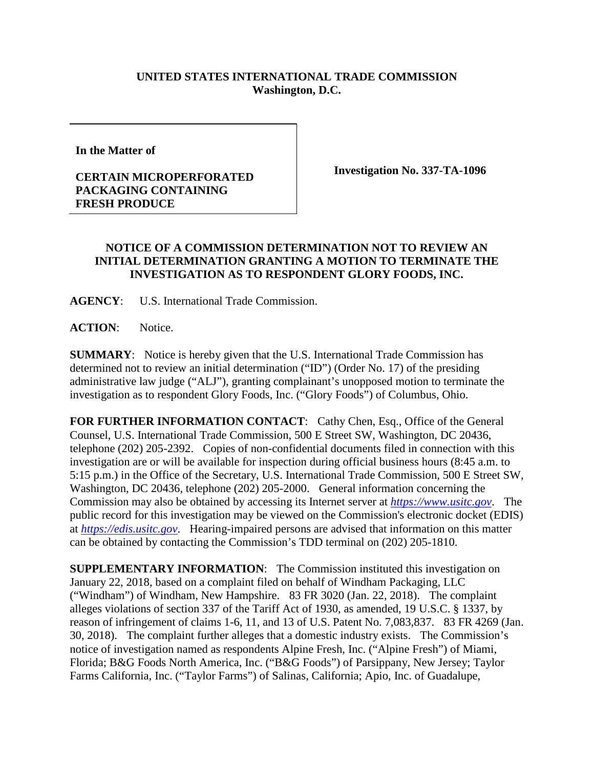**UNITED STATES INTERNATIONAL TRADE COMMISSION**
**Washington, D.C.**

**In the Matter of**

**CERTAIN MICROPERFORATED PACKAGING CONTAINING FRESH PRODUCE**

**Investigation No. 337-TA-1096**

**NOTICE OF A COMMISSION DETERMINATION NOT TO REVIEW AN INITIAL DETERMINATION GRANTING A MOTION TO TERMINATE THE INVESTIGATION AS TO RESPONDENT GLORY FOODS, INC.**

**AGENCY**: U.S. International Trade Commission.

**ACTION**: Notice.

**SUMMARY**: Notice is hereby given that the U.S. International Trade Commission has determined not to review an initial determination ("ID") (Order No. 17) of the presiding administrative law judge ("ALJ"), granting complainant's unopposed motion to terminate the investigation as to respondent Glory Foods, Inc. ("Glory Foods") of Columbus, Ohio.

**FOR FURTHER INFORMATION CONTACT**: Cathy Chen, Esq., Office of the General Counsel, U.S. International Trade Commission, 500 E Street SW, Washington, DC 20436, telephone (202) 205-2392. Copies of non-confidential documents filed in connection with this investigation are or will be available for inspection during official business hours (8:45 a.m. to 5:15 p.m.) in the Office of the Secretary, U.S. International Trade Commission, 500 E Street SW, Washington, DC 20436, telephone (202) 205-2000. General information concerning the Commission may also be obtained by accessing its Internet server at *https://www.usitc.gov*. The public record for this investigation may be viewed on the Commission's electronic docket (EDIS) at *https://edis.usitc.gov*. Hearing-impaired persons are advised that information on this matter can be obtained by contacting the Commission's TDD terminal on (202) 205-1810.

**SUPPLEMENTARY INFORMATION**: The Commission instituted this investigation on January 22, 2018, based on a complaint filed on behalf of Windham Packaging, LLC ("Windham") of Windham, New Hampshire. 83 FR 3020 (Jan. 22, 2018). The complaint alleges violations of section 337 of the Tariff Act of 1930, as amended, 19 U.S.C. § 1337, by reason of infringement of claims 1-6, 11, and 13 of U.S. Patent No. 7,083,837. 83 FR 4269 (Jan. 30, 2018). The complaint further alleges that a domestic industry exists. The Commission's notice of investigation named as respondents Alpine Fresh, Inc. ("Alpine Fresh") of Miami, Florida; B&G Foods North America, Inc. ("B&G Foods") of Parsippany, New Jersey; Taylor Farms California, Inc. ("Taylor Farms") of Salinas, California; Apio, Inc. of Guadalupe,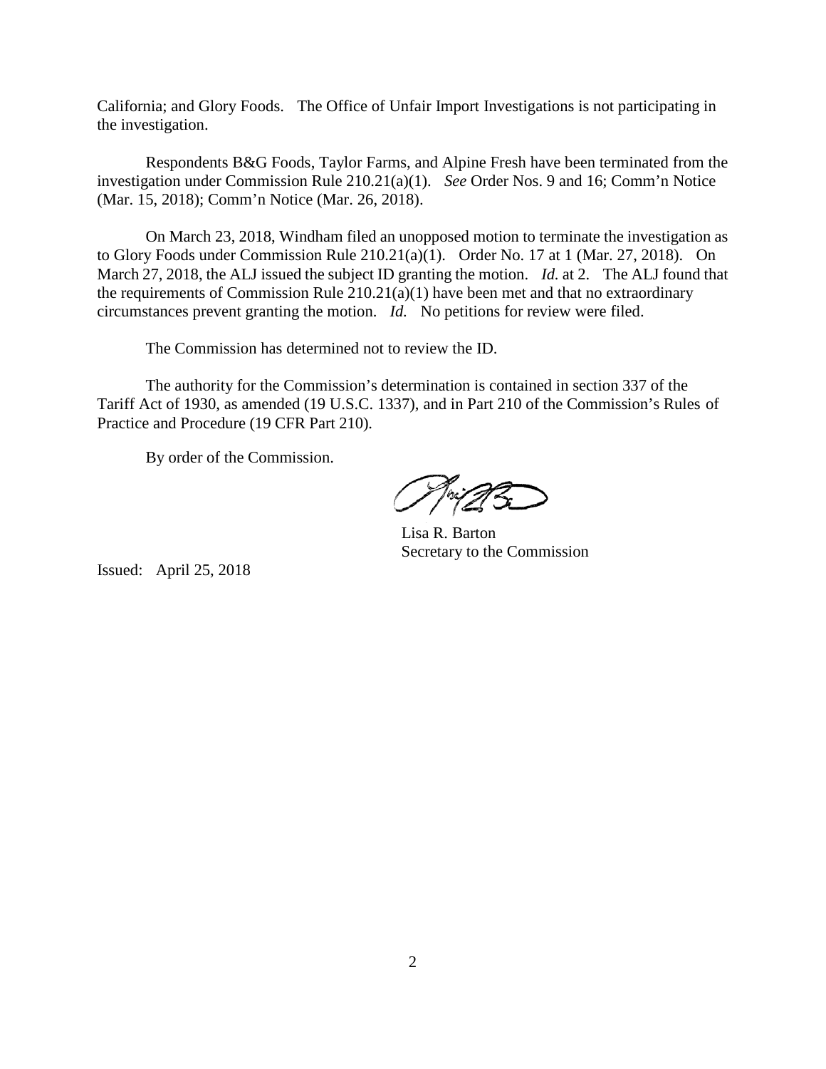California; and Glory Foods. The Office of Unfair Import Investigations is not participating in the investigation.

Respondents B&G Foods, Taylor Farms, and Alpine Fresh have been terminated from the investigation under Commission Rule 210.21(a)(1). *See* Order Nos. 9 and 16; Comm'n Notice (Mar. 15, 2018); Comm'n Notice (Mar. 26, 2018).

On March 23, 2018, Windham filed an unopposed motion to terminate the investigation as to Glory Foods under Commission Rule 210.21(a)(1). Order No. 17 at 1 (Mar. 27, 2018). On March 27, 2018, the ALJ issued the subject ID granting the motion. *Id.* at 2. The ALJ found that the requirements of Commission Rule 210.21(a)(1) have been met and that no extraordinary circumstances prevent granting the motion. *Id.* No petitions for review were filed.

The Commission has determined not to review the ID.

The authority for the Commission's determination is contained in section 337 of the Tariff Act of 1930, as amended (19 U.S.C. 1337), and in Part 210 of the Commission's Rules of Practice and Procedure (19 CFR Part 210).

By order of the Commission.

Lisa R. Barton
Secretary to the Commission

Issued: April 25, 2018